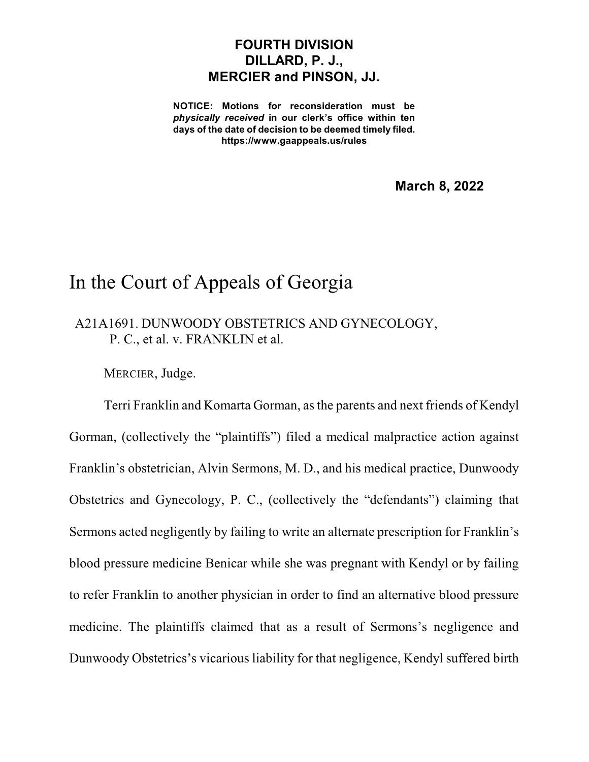**FOURTH DIVISION**
**DILLARD, P. J.,**
**MERCIER and PINSON, JJ.**

**NOTICE: Motions for reconsideration must be *physically received* in our clerk's office within ten days of the date of decision to be deemed timely filed.**
**https://www.gaappeals.us/rules**

**March 8, 2022**

# In the Court of Appeals of Georgia

A21A1691. DUNWOODY OBSTETRICS AND GYNECOLOGY, P. C., et al. v. FRANKLIN et al.

MERCIER, Judge.

Terri Franklin and Komarta Gorman, as the parents and next friends of Kendyl Gorman, (collectively the "plaintiffs") filed a medical malpractice action against Franklin's obstetrician, Alvin Sermons, M. D., and his medical practice, Dunwoody Obstetrics and Gynecology, P. C., (collectively the "defendants") claiming that Sermons acted negligently by failing to write an alternate prescription for Franklin's blood pressure medicine Benicar while she was pregnant with Kendyl or by failing to refer Franklin to another physician in order to find an alternative blood pressure medicine. The plaintiffs claimed that as a result of Sermons's negligence and Dunwoody Obstetrics's vicarious liability for that negligence, Kendyl suffered birth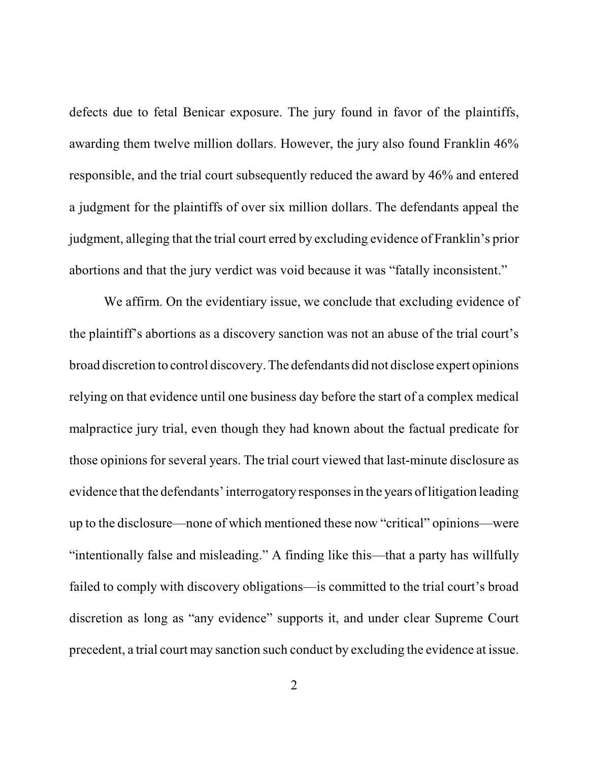defects due to fetal Benicar exposure. The jury found in favor of the plaintiffs, awarding them twelve million dollars. However, the jury also found Franklin 46% responsible, and the trial court subsequently reduced the award by 46% and entered a judgment for the plaintiffs of over six million dollars. The defendants appeal the judgment, alleging that the trial court erred by excluding evidence of Franklin's prior abortions and that the jury verdict was void because it was "fatally inconsistent."

We affirm. On the evidentiary issue, we conclude that excluding evidence of the plaintiff's abortions as a discovery sanction was not an abuse of the trial court's broad discretion to control discovery. The defendants did not disclose expert opinions relying on that evidence until one business day before the start of a complex medical malpractice jury trial, even though they had known about the factual predicate for those opinions for several years. The trial court viewed that last-minute disclosure as evidence that the defendants' interrogatory responses in the years of litigation leading up to the disclosure—none of which mentioned these now "critical" opinions—were "intentionally false and misleading." A finding like this—that a party has willfully failed to comply with discovery obligations—is committed to the trial court's broad discretion as long as "any evidence" supports it, and under clear Supreme Court precedent, a trial court may sanction such conduct by excluding the evidence at issue.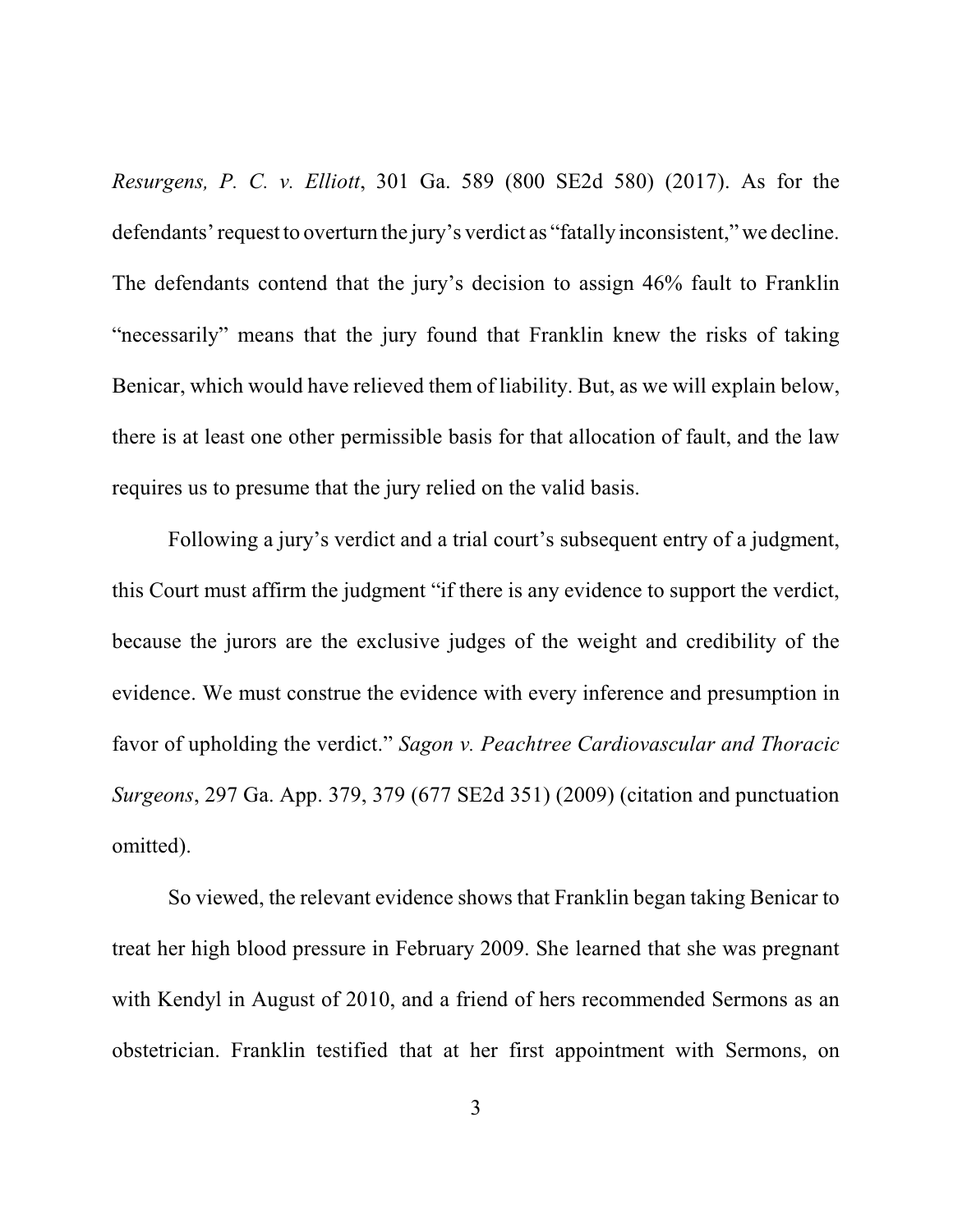*Resurgens, P. C. v. Elliott*, 301 Ga. 589 (800 SE2d 580) (2017). As for the defendants' request to overturn the jury's verdict as "fatally inconsistent," we decline. The defendants contend that the jury's decision to assign 46% fault to Franklin "necessarily" means that the jury found that Franklin knew the risks of taking Benicar, which would have relieved them of liability. But, as we will explain below, there is at least one other permissible basis for that allocation of fault, and the law requires us to presume that the jury relied on the valid basis.

Following a jury's verdict and a trial court's subsequent entry of a judgment, this Court must affirm the judgment "if there is any evidence to support the verdict, because the jurors are the exclusive judges of the weight and credibility of the evidence. We must construe the evidence with every inference and presumption in favor of upholding the verdict." *Sagon v. Peachtree Cardiovascular and Thoracic Surgeons*, 297 Ga. App. 379, 379 (677 SE2d 351) (2009) (citation and punctuation omitted).

So viewed, the relevant evidence shows that Franklin began taking Benicar to treat her high blood pressure in February 2009. She learned that she was pregnant with Kendyl in August of 2010, and a friend of hers recommended Sermons as an obstetrician. Franklin testified that at her first appointment with Sermons, on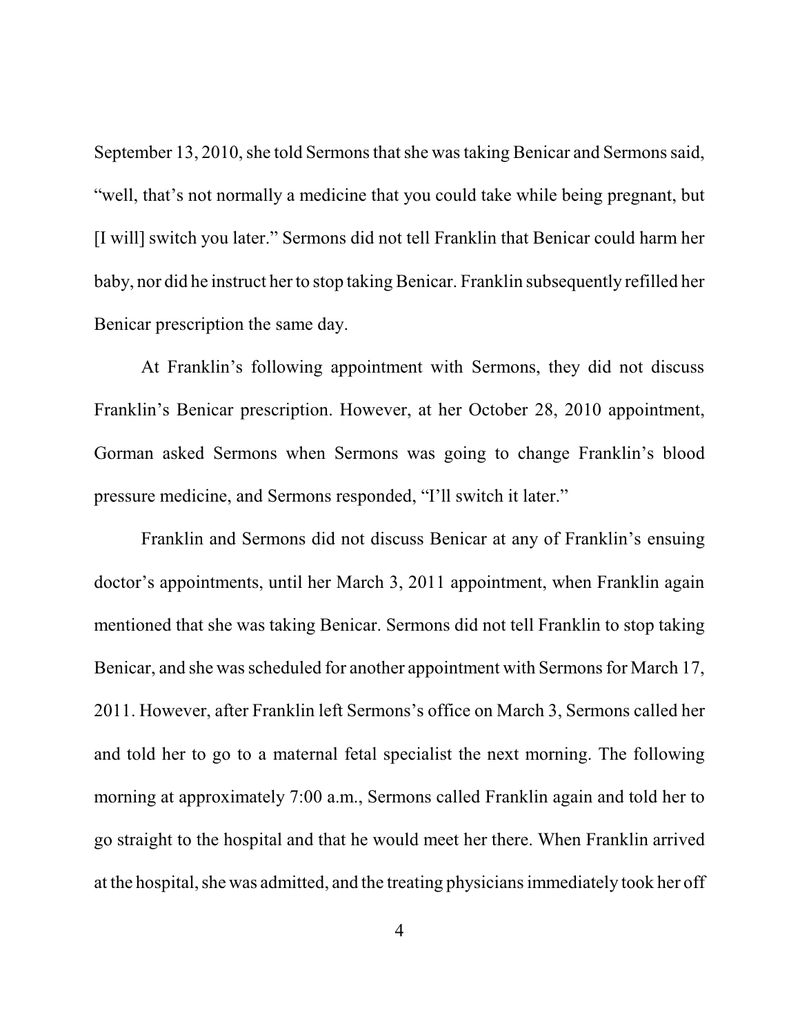September 13, 2010, she told Sermons that she was taking Benicar and Sermons said, "well, that's not normally a medicine that you could take while being pregnant, but [I will] switch you later." Sermons did not tell Franklin that Benicar could harm her baby, nor did he instruct her to stop taking Benicar. Franklin subsequently refilled her Benicar prescription the same day.

At Franklin's following appointment with Sermons, they did not discuss Franklin's Benicar prescription. However, at her October 28, 2010 appointment, Gorman asked Sermons when Sermons was going to change Franklin's blood pressure medicine, and Sermons responded, "I'll switch it later."

Franklin and Sermons did not discuss Benicar at any of Franklin's ensuing doctor's appointments, until her March 3, 2011 appointment, when Franklin again mentioned that she was taking Benicar. Sermons did not tell Franklin to stop taking Benicar, and she was scheduled for another appointment with Sermons for March 17, 2011. However, after Franklin left Sermons's office on March 3, Sermons called her and told her to go to a maternal fetal specialist the next morning. The following morning at approximately 7:00 a.m., Sermons called Franklin again and told her to go straight to the hospital and that he would meet her there. When Franklin arrived at the hospital, she was admitted, and the treating physicians immediately took her off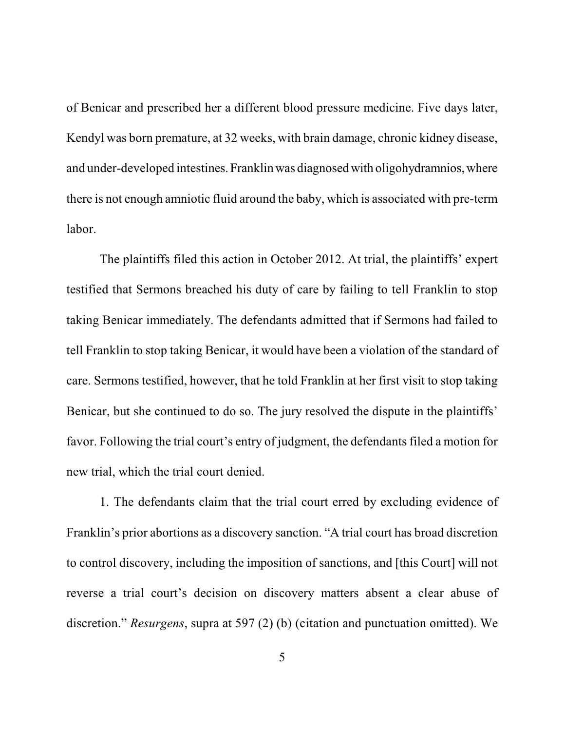of Benicar and prescribed her a different blood pressure medicine. Five days later, Kendyl was born premature, at 32 weeks, with brain damage, chronic kidney disease, and under-developed intestines. Franklin was diagnosed with oligohydramnios, where there is not enough amniotic fluid around the baby, which is associated with pre-term labor.

The plaintiffs filed this action in October 2012. At trial, the plaintiffs' expert testified that Sermons breached his duty of care by failing to tell Franklin to stop taking Benicar immediately. The defendants admitted that if Sermons had failed to tell Franklin to stop taking Benicar, it would have been a violation of the standard of care. Sermons testified, however, that he told Franklin at her first visit to stop taking Benicar, but she continued to do so. The jury resolved the dispute in the plaintiffs' favor. Following the trial court's entry of judgment, the defendants filed a motion for new trial, which the trial court denied.

1. The defendants claim that the trial court erred by excluding evidence of Franklin's prior abortions as a discovery sanction. "A trial court has broad discretion to control discovery, including the imposition of sanctions, and [this Court] will not reverse a trial court's decision on discovery matters absent a clear abuse of discretion." *Resurgens*, supra at 597 (2) (b) (citation and punctuation omitted). We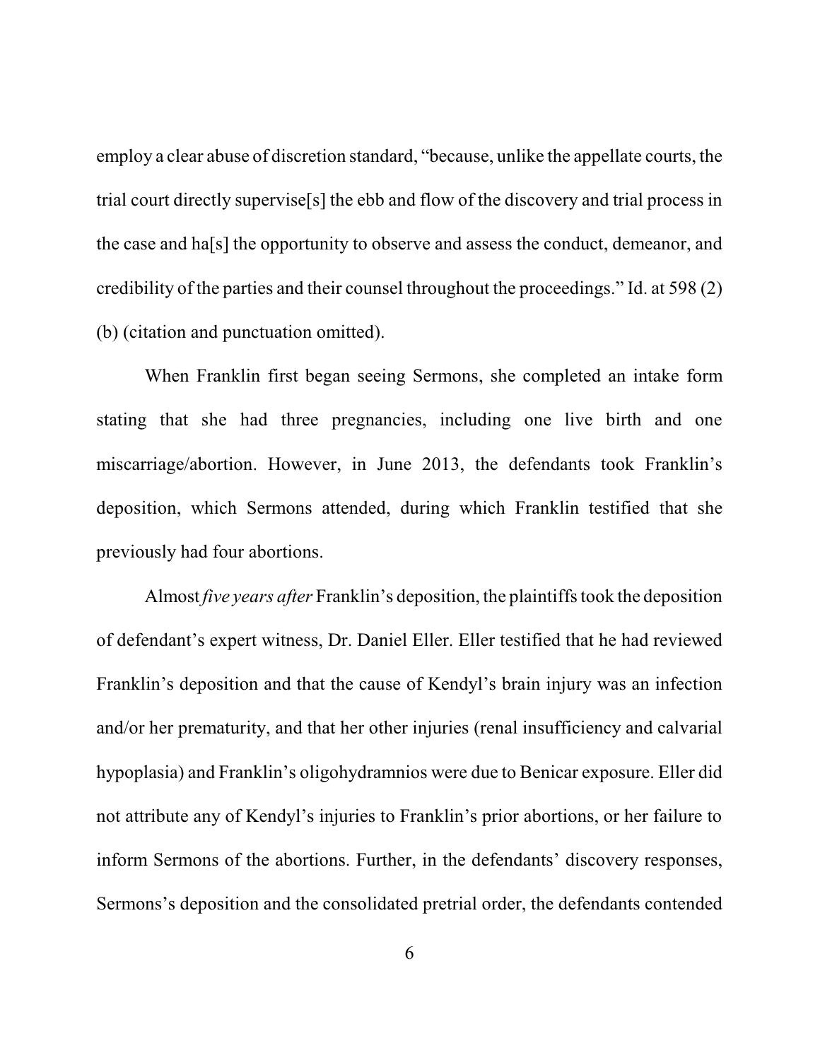employ a clear abuse of discretion standard, "because, unlike the appellate courts, the trial court directly supervise[s] the ebb and flow of the discovery and trial process in the case and ha[s] the opportunity to observe and assess the conduct, demeanor, and credibility of the parties and their counsel throughout the proceedings." Id. at 598 (2) (b) (citation and punctuation omitted).

When Franklin first began seeing Sermons, she completed an intake form stating that she had three pregnancies, including one live birth and one miscarriage/abortion. However, in June 2013, the defendants took Franklin's deposition, which Sermons attended, during which Franklin testified that she previously had four abortions.

Almost *five years after* Franklin's deposition, the plaintiffs took the deposition of defendant's expert witness, Dr. Daniel Eller. Eller testified that he had reviewed Franklin's deposition and that the cause of Kendyl's brain injury was an infection and/or her prematurity, and that her other injuries (renal insufficiency and calvarial hypoplasia) and Franklin's oligohydramnios were due to Benicar exposure. Eller did not attribute any of Kendyl's injuries to Franklin's prior abortions, or her failure to inform Sermons of the abortions. Further, in the defendants' discovery responses, Sermons's deposition and the consolidated pretrial order, the defendants contended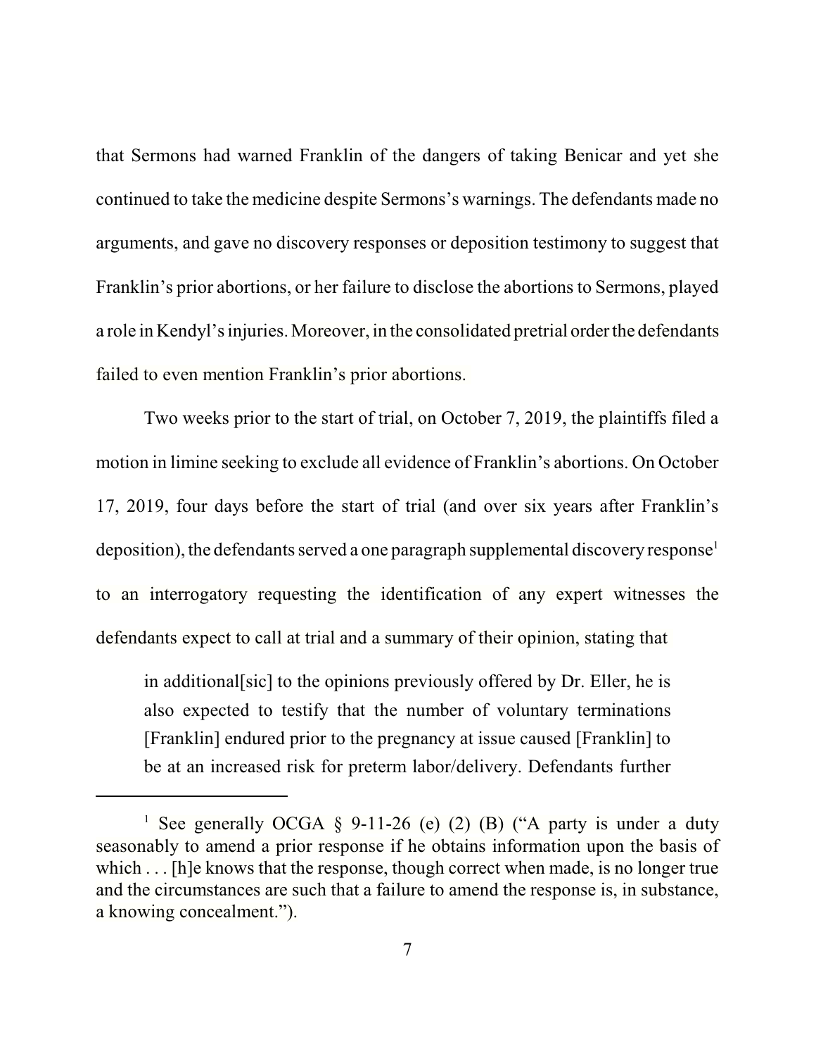that Sermons had warned Franklin of the dangers of taking Benicar and yet she continued to take the medicine despite Sermons's warnings. The defendants made no arguments, and gave no discovery responses or deposition testimony to suggest that Franklin's prior abortions, or her failure to disclose the abortions to Sermons, played a role in Kendyl's injuries. Moreover, in the consolidated pretrial order the defendants failed to even mention Franklin's prior abortions.

Two weeks prior to the start of trial, on October 7, 2019, the plaintiffs filed a motion in limine seeking to exclude all evidence of Franklin's abortions. On October 17, 2019, four days before the start of trial (and over six years after Franklin's deposition), the defendants served a one paragraph supplemental discovery response[1] to an interrogatory requesting the identification of any expert witnesses the defendants expect to call at trial and a summary of their opinion, stating that

> in additional[sic] to the opinions previously offered by Dr. Eller, he is also expected to testify that the number of voluntary terminations [Franklin] endured prior to the pregnancy at issue caused [Franklin] to be at an increased risk for preterm labor/delivery. Defendants further

---

[1] See generally OCGA § 9-11-26 (e) (2) (B) ("A party is under a duty seasonably to amend a prior response if he obtains information upon the basis of which . . . [h]e knows that the response, though correct when made, is no longer true and the circumstances are such that a failure to amend the response is, in substance, a knowing concealment.").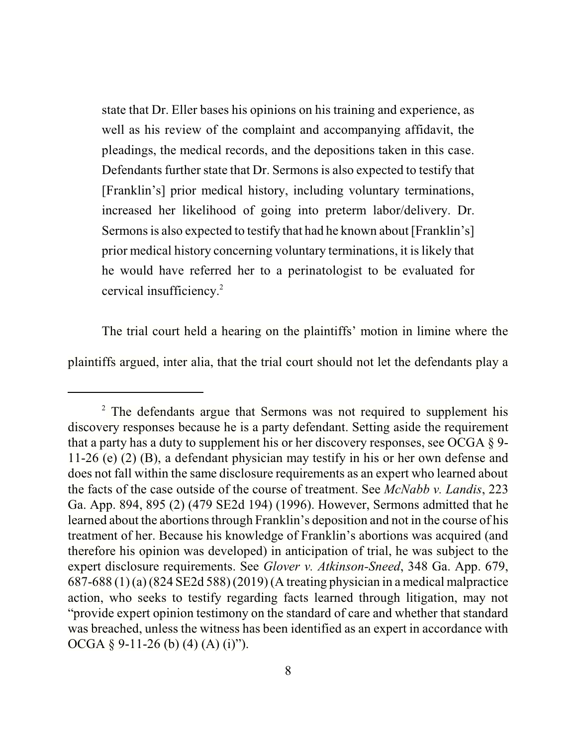state that Dr. Eller bases his opinions on his training and experience, as well as his review of the complaint and accompanying affidavit, the pleadings, the medical records, and the depositions taken in this case. Defendants further state that Dr. Sermons is also expected to testify that [Franklin's] prior medical history, including voluntary terminations, increased her likelihood of going into preterm labor/delivery. Dr. Sermons is also expected to testify that had he known about [Franklin's] prior medical history concerning voluntary terminations, it is likely that he would have referred her to a perinatologist to be evaluated for cervical insufficiency.[2]

The trial court held a hearing on the plaintiffs' motion in limine where the plaintiffs argued, inter alia, that the trial court should not let the defendants play a

---

[2] The defendants argue that Sermons was not required to supplement his discovery responses because he is a party defendant. Setting aside the requirement that a party has a duty to supplement his or her discovery responses, see OCGA § 9-11-26 (e) (2) (B), a defendant physician may testify in his or her own defense and does not fall within the same disclosure requirements as an expert who learned about the facts of the case outside of the course of treatment. See *McNabb v. Landis*, 223 Ga. App. 894, 895 (2) (479 SE2d 194) (1996). However, Sermons admitted that he learned about the abortions through Franklin's deposition and not in the course of his treatment of her. Because his knowledge of Franklin's abortions was acquired (and therefore his opinion was developed) in anticipation of trial, he was subject to the expert disclosure requirements. See *Glover v. Atkinson-Sneed*, 348 Ga. App. 679, 687-688 (1) (a) (824 SE2d 588) (2019) (A treating physician in a medical malpractice action, who seeks to testify regarding facts learned through litigation, may not "provide expert opinion testimony on the standard of care and whether that standard was breached, unless the witness has been identified as an expert in accordance with OCGA § 9-11-26 (b) (4) (A) (i)").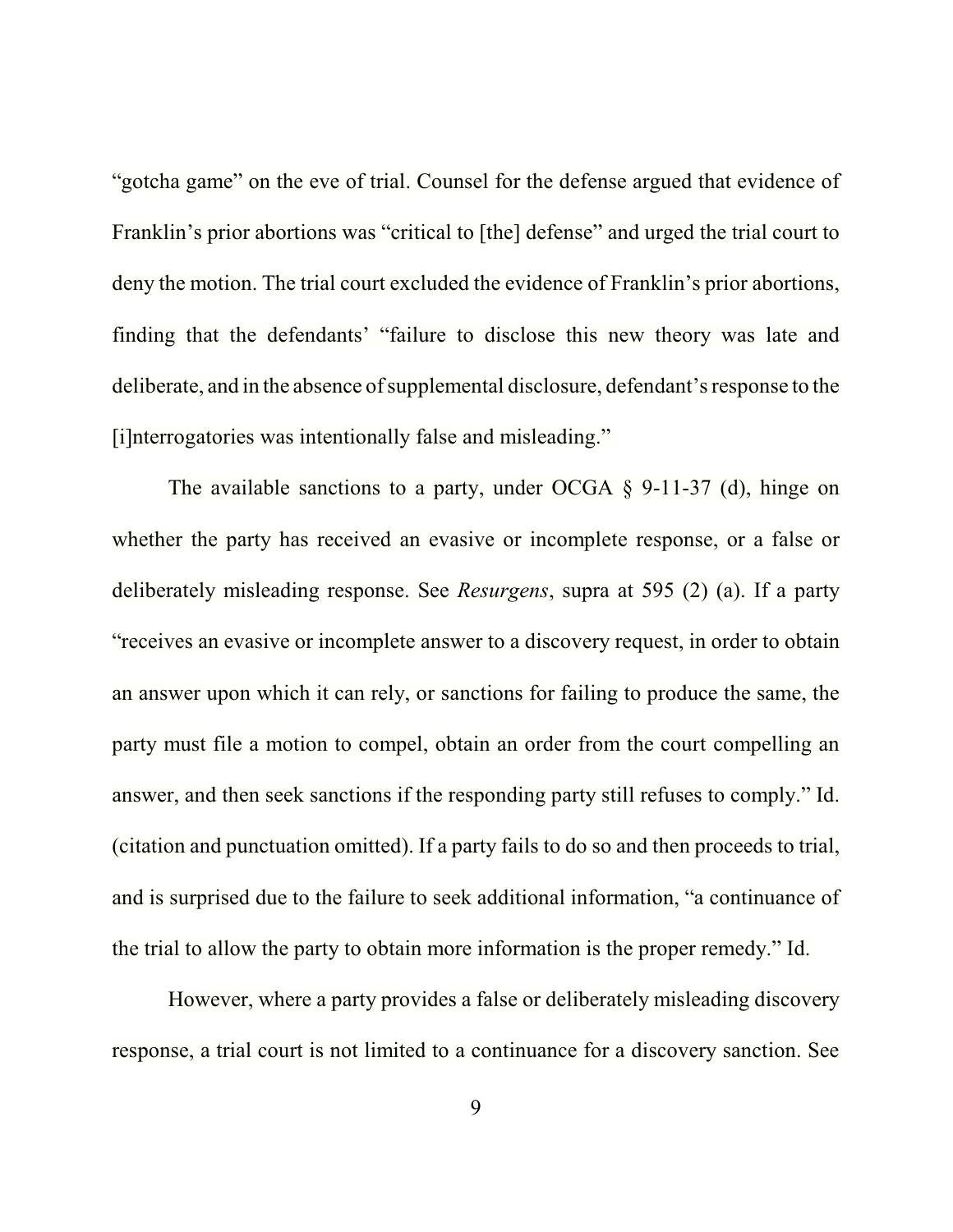"gotcha game" on the eve of trial. Counsel for the defense argued that evidence of Franklin's prior abortions was "critical to [the] defense" and urged the trial court to deny the motion. The trial court excluded the evidence of Franklin's prior abortions, finding that the defendants' "failure to disclose this new theory was late and deliberate, and in the absence of supplemental disclosure, defendant's response to the [i]nterrogatories was intentionally false and misleading."

The available sanctions to a party, under OCGA § 9-11-37 (d), hinge on whether the party has received an evasive or incomplete response, or a false or deliberately misleading response. See *Resurgens*, supra at 595 (2) (a). If a party "receives an evasive or incomplete answer to a discovery request, in order to obtain an answer upon which it can rely, or sanctions for failing to produce the same, the party must file a motion to compel, obtain an order from the court compelling an answer, and then seek sanctions if the responding party still refuses to comply." Id. (citation and punctuation omitted). If a party fails to do so and then proceeds to trial, and is surprised due to the failure to seek additional information, "a continuance of the trial to allow the party to obtain more information is the proper remedy." Id.

However, where a party provides a false or deliberately misleading discovery response, a trial court is not limited to a continuance for a discovery sanction. See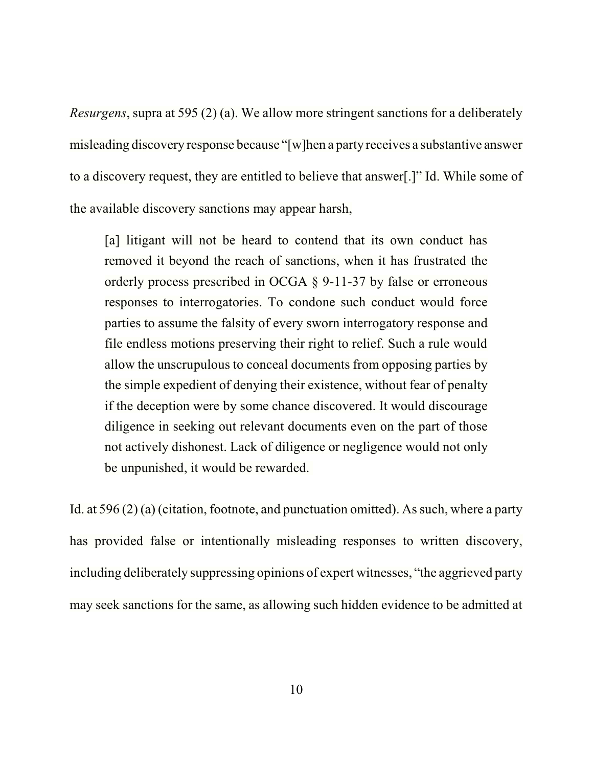*Resurgens*, supra at 595 (2) (a). We allow more stringent sanctions for a deliberately misleading discovery response because "[w]hen a party receives a substantive answer to a discovery request, they are entitled to believe that answer[.]" Id. While some of the available discovery sanctions may appear harsh,

> [a] litigant will not be heard to contend that its own conduct has removed it beyond the reach of sanctions, when it has frustrated the orderly process prescribed in OCGA § 9-11-37 by false or erroneous responses to interrogatories. To condone such conduct would force parties to assume the falsity of every sworn interrogatory response and file endless motions preserving their right to relief. Such a rule would allow the unscrupulous to conceal documents from opposing parties by the simple expedient of denying their existence, without fear of penalty if the deception were by some chance discovered. It would discourage diligence in seeking out relevant documents even on the part of those not actively dishonest. Lack of diligence or negligence would not only be unpunished, it would be rewarded.

Id. at 596 (2) (a) (citation, footnote, and punctuation omitted). As such, where a party has provided false or intentionally misleading responses to written discovery, including deliberately suppressing opinions of expert witnesses, "the aggrieved party may seek sanctions for the same, as allowing such hidden evidence to be admitted at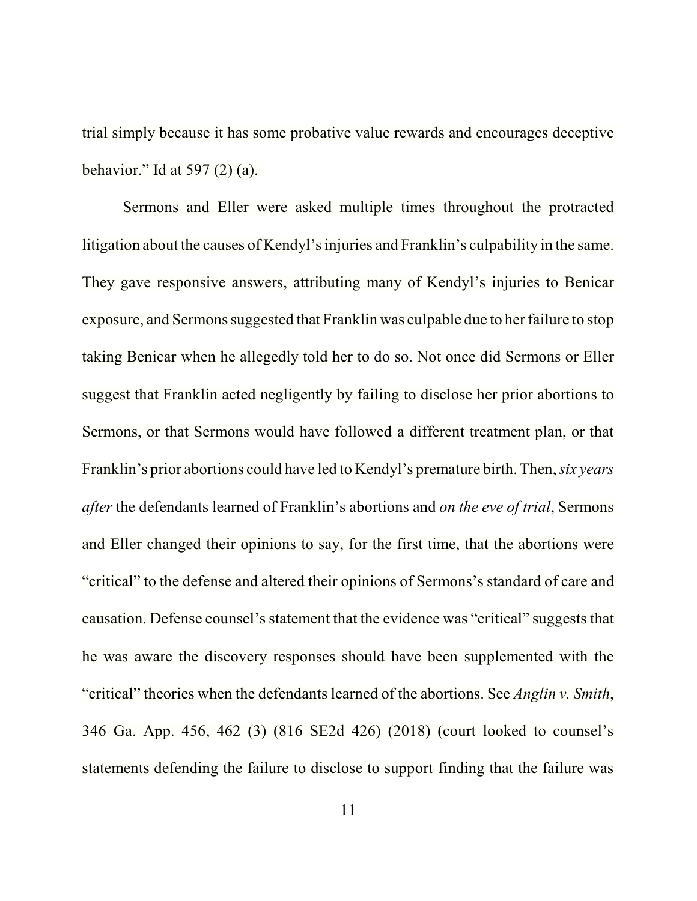trial simply because it has some probative value rewards and encourages deceptive behavior." Id at 597 (2) (a).

Sermons and Eller were asked multiple times throughout the protracted litigation about the causes of Kendyl's injuries and Franklin's culpability in the same. They gave responsive answers, attributing many of Kendyl's injuries to Benicar exposure, and Sermons suggested that Franklin was culpable due to her failure to stop taking Benicar when he allegedly told her to do so. Not once did Sermons or Eller suggest that Franklin acted negligently by failing to disclose her prior abortions to Sermons, or that Sermons would have followed a different treatment plan, or that Franklin's prior abortions could have led to Kendyl's premature birth. Then, *six years after* the defendants learned of Franklin's abortions and *on the eve of trial*, Sermons and Eller changed their opinions to say, for the first time, that the abortions were "critical" to the defense and altered their opinions of Sermons's standard of care and causation. Defense counsel's statement that the evidence was "critical" suggests that he was aware the discovery responses should have been supplemented with the "critical" theories when the defendants learned of the abortions. See *Anglin v. Smith*, 346 Ga. App. 456, 462 (3) (816 SE2d 426) (2018) (court looked to counsel's statements defending the failure to disclose to support finding that the failure was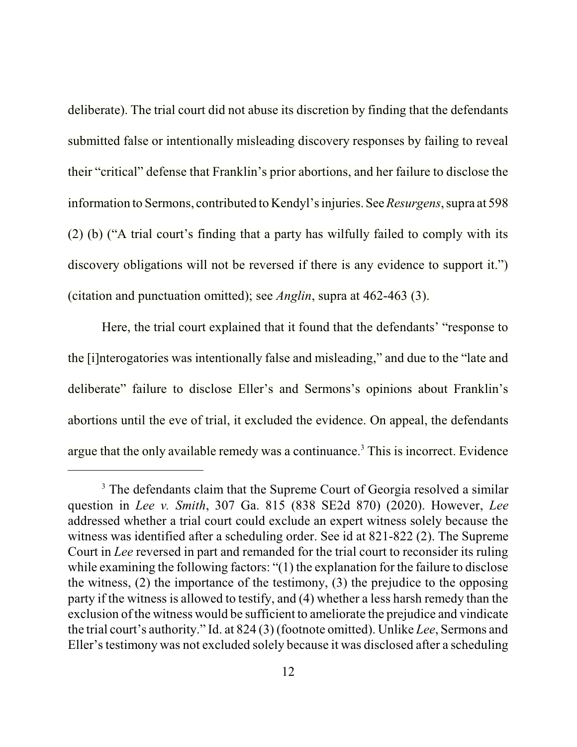deliberate). The trial court did not abuse its discretion by finding that the defendants submitted false or intentionally misleading discovery responses by failing to reveal their "critical" defense that Franklin's prior abortions, and her failure to disclose the information to Sermons, contributed to Kendyl's injuries. See *Resurgens*, supra at 598 (2) (b) ("A trial court's finding that a party has wilfully failed to comply with its discovery obligations will not be reversed if there is any evidence to support it.") (citation and punctuation omitted); see *Anglin*, supra at 462-463 (3).

Here, the trial court explained that it found that the defendants' "response to the [i]nterogatories was intentionally false and misleading," and due to the "late and deliberate" failure to disclose Eller's and Sermons's opinions about Franklin's abortions until the eve of trial, it excluded the evidence. On appeal, the defendants argue that the only available remedy was a continuance.[3] This is incorrect. Evidence

[3] The defendants claim that the Supreme Court of Georgia resolved a similar question in *Lee v. Smith*, 307 Ga. 815 (838 SE2d 870) (2020). However, *Lee* addressed whether a trial court could exclude an expert witness solely because the witness was identified after a scheduling order. See id at 821-822 (2). The Supreme Court in *Lee* reversed in part and remanded for the trial court to reconsider its ruling while examining the following factors: "(1) the explanation for the failure to disclose the witness, (2) the importance of the testimony, (3) the prejudice to the opposing party if the witness is allowed to testify, and (4) whether a less harsh remedy than the exclusion of the witness would be sufficient to ameliorate the prejudice and vindicate the trial court's authority." Id. at 824 (3) (footnote omitted). Unlike *Lee*, Sermons and Eller's testimony was not excluded solely because it was disclosed after a scheduling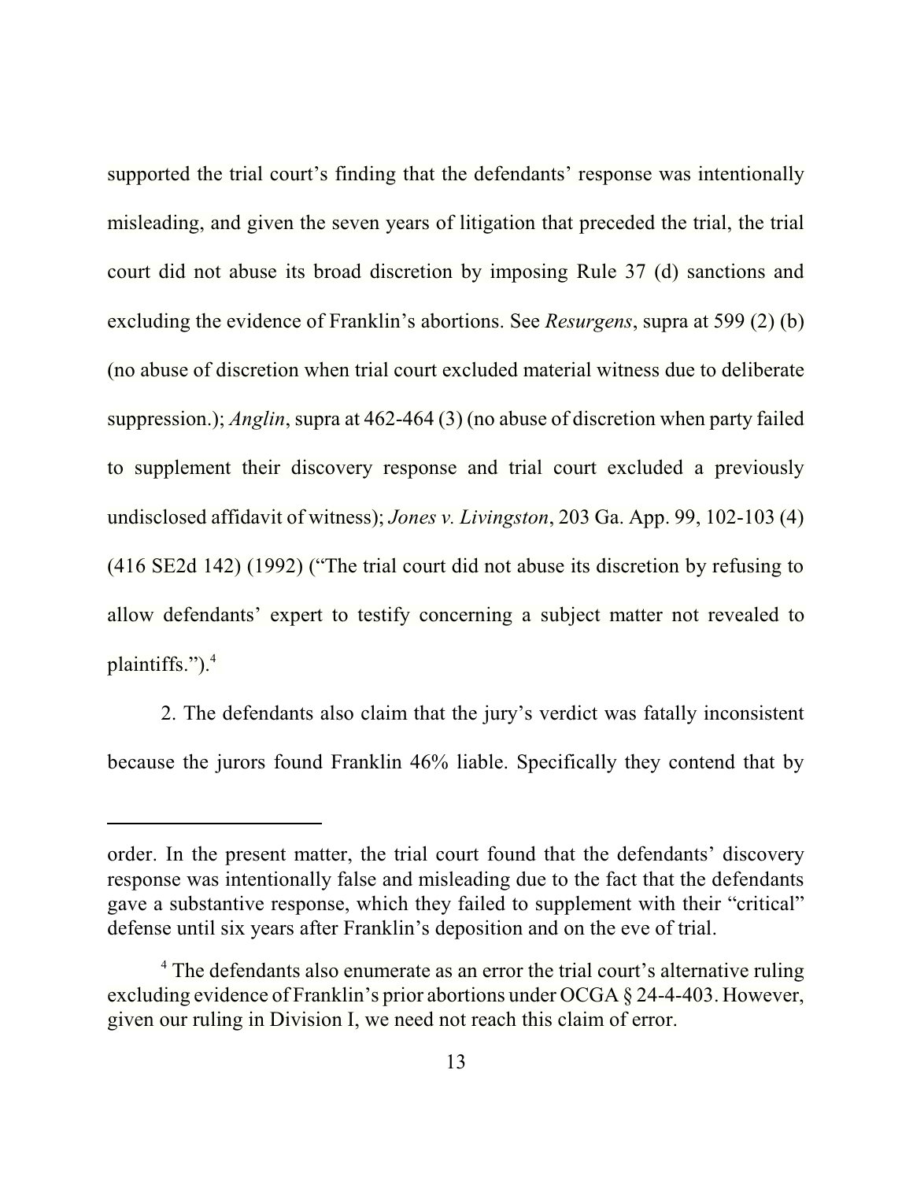supported the trial court's finding that the defendants' response was intentionally misleading, and given the seven years of litigation that preceded the trial, the trial court did not abuse its broad discretion by imposing Rule 37 (d) sanctions and excluding the evidence of Franklin's abortions. See *Resurgens*, supra at 599 (2) (b) (no abuse of discretion when trial court excluded material witness due to deliberate suppression.); *Anglin*, supra at 462-464 (3) (no abuse of discretion when party failed to supplement their discovery response and trial court excluded a previously undisclosed affidavit of witness); *Jones v. Livingston*, 203 Ga. App. 99, 102-103 (4) (416 SE2d 142) (1992) ("The trial court did not abuse its discretion by refusing to allow defendants' expert to testify concerning a subject matter not revealed to plaintiffs.").[4]

2. The defendants also claim that the jury's verdict was fatally inconsistent because the jurors found Franklin 46% liable. Specifically they contend that by

---

order. In the present matter, the trial court found that the defendants' discovery response was intentionally false and misleading due to the fact that the defendants gave a substantive response, which they failed to supplement with their "critical" defense until six years after Franklin's deposition and on the eve of trial.

[4] The defendants also enumerate as an error the trial court's alternative ruling excluding evidence of Franklin's prior abortions under OCGA § 24-4-403. However, given our ruling in Division I, we need not reach this claim of error.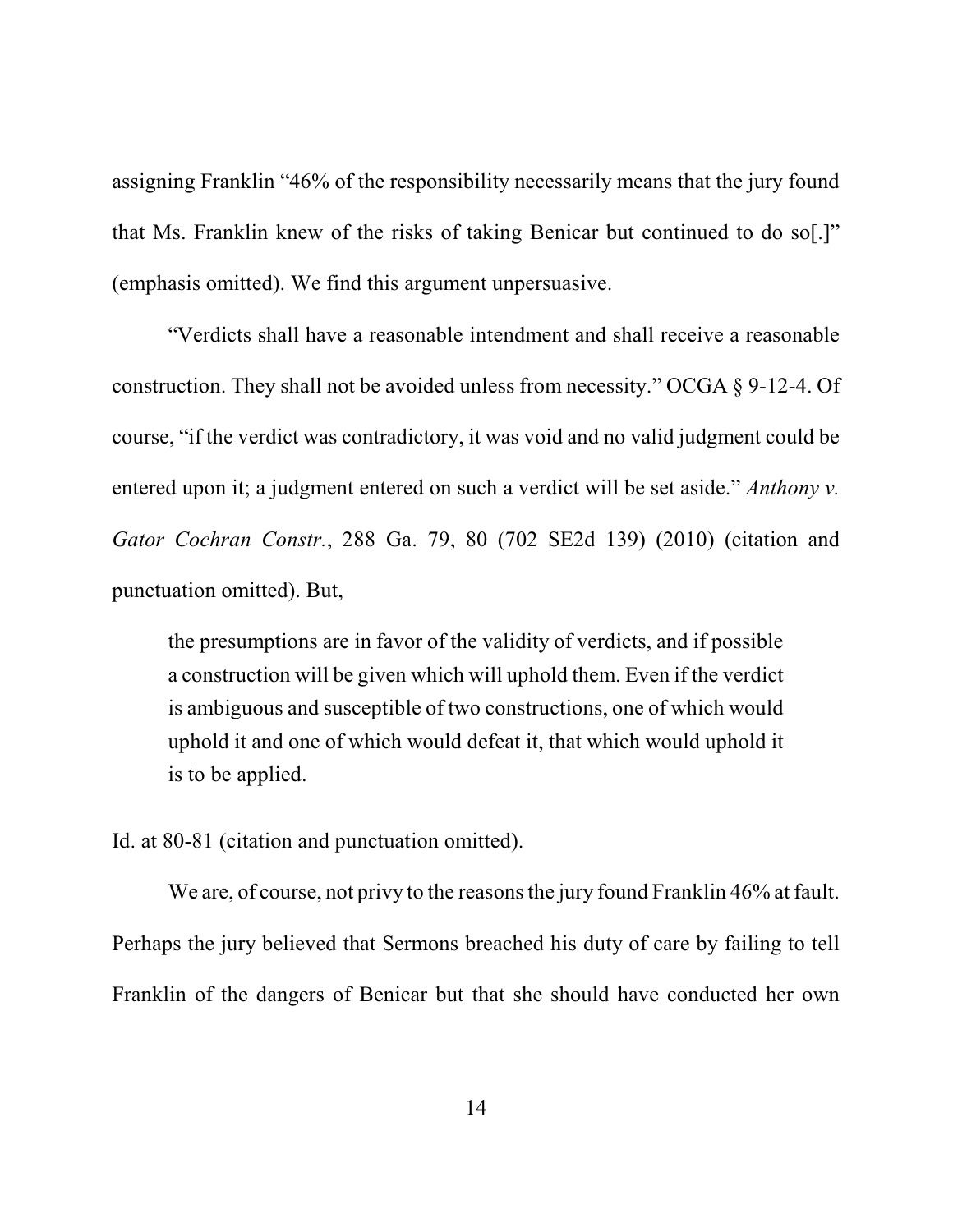assigning Franklin "46% of the responsibility necessarily means that the jury found that Ms. Franklin knew of the risks of taking Benicar but continued to do so[.]" (emphasis omitted). We find this argument unpersuasive.

"Verdicts shall have a reasonable intendment and shall receive a reasonable construction. They shall not be avoided unless from necessity." OCGA § 9-12-4. Of course, "if the verdict was contradictory, it was void and no valid judgment could be entered upon it; a judgment entered on such a verdict will be set aside." *Anthony v. Gator Cochran Constr.*, 288 Ga. 79, 80 (702 SE2d 139) (2010) (citation and punctuation omitted). But,

> the presumptions are in favor of the validity of verdicts, and if possible a construction will be given which will uphold them. Even if the verdict is ambiguous and susceptible of two constructions, one of which would uphold it and one of which would defeat it, that which would uphold it is to be applied.

Id. at 80-81 (citation and punctuation omitted).

We are, of course, not privy to the reasons the jury found Franklin 46% at fault. Perhaps the jury believed that Sermons breached his duty of care by failing to tell Franklin of the dangers of Benicar but that she should have conducted her own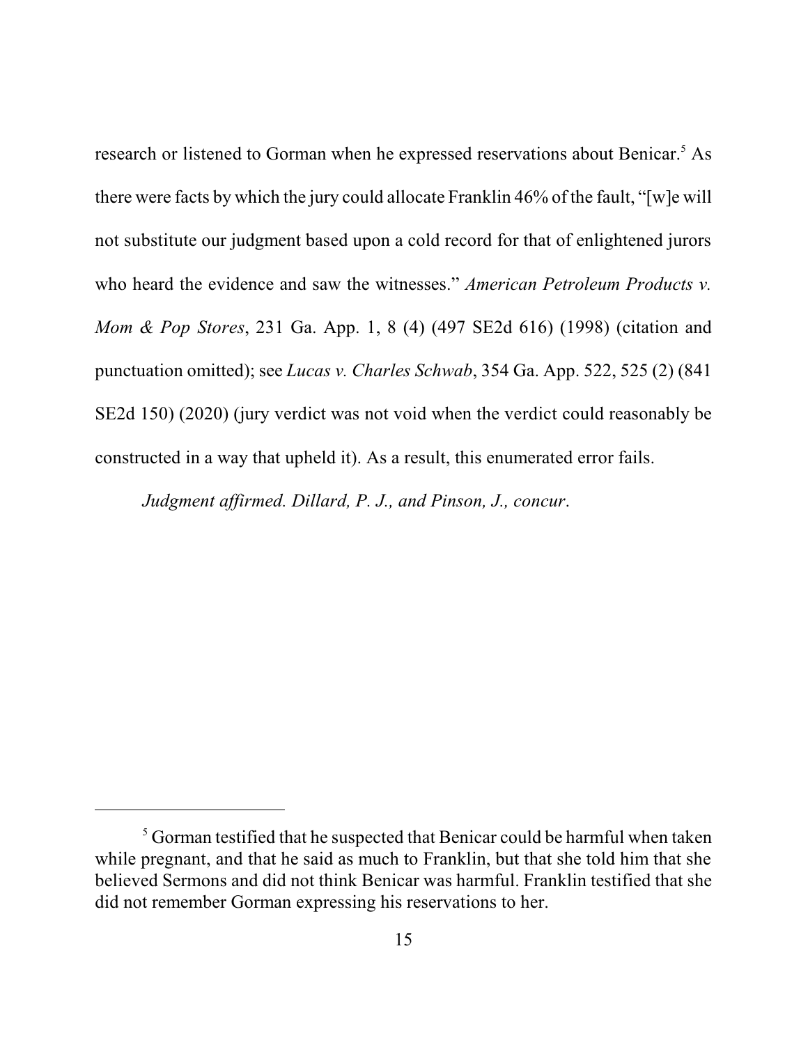research or listened to Gorman when he expressed reservations about Benicar.[5] As there were facts by which the jury could allocate Franklin 46% of the fault, "[w]e will not substitute our judgment based upon a cold record for that of enlightened jurors who heard the evidence and saw the witnesses." *American Petroleum Products v. Mom & Pop Stores*, 231 Ga. App. 1, 8 (4) (497 SE2d 616) (1998) (citation and punctuation omitted); see *Lucas v. Charles Schwab*, 354 Ga. App. 522, 525 (2) (841 SE2d 150) (2020) (jury verdict was not void when the verdict could reasonably be constructed in a way that upheld it). As a result, this enumerated error fails.

*Judgment affirmed. Dillard, P. J., and Pinson, J., concur*.

---

[5] Gorman testified that he suspected that Benicar could be harmful when taken while pregnant, and that he said as much to Franklin, but that she told him that she believed Sermons and did not think Benicar was harmful. Franklin testified that she did not remember Gorman expressing his reservations to her.